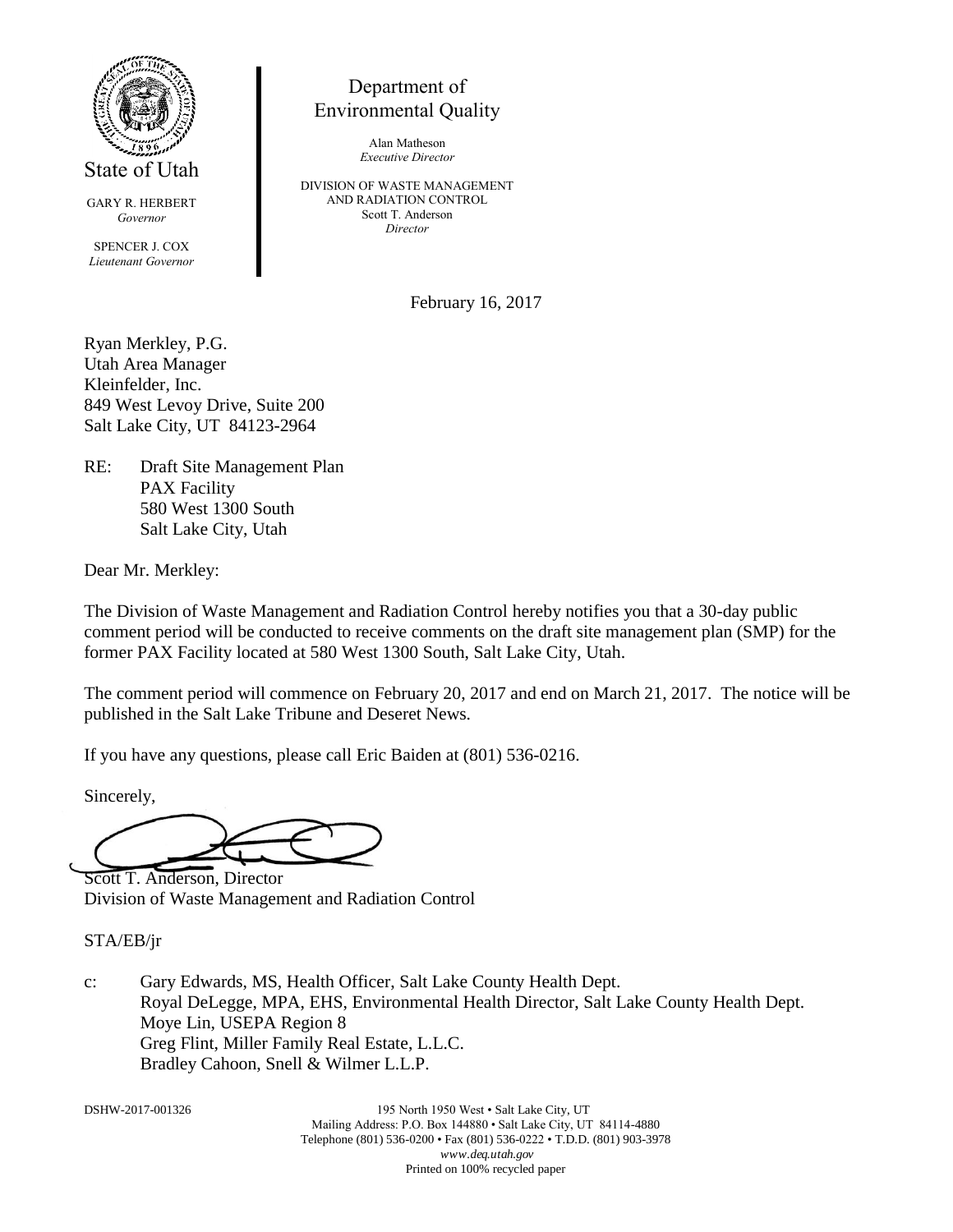State of Utah

GARY R. HERBERT
*Governor*

SPENCER J. COX
*Lieutenant Governor*

Department of
Environmental Quality

Alan Matheson
*Executive Director*

DIVISION OF WASTE MANAGEMENT
AND RADIATION CONTROL
Scott T. Anderson
*Director*

February 16, 2017

Ryan Merkley, P.G.
Utah Area Manager
Kleinfelder, Inc.
849 West Levoy Drive, Suite 200
Salt Lake City, UT 84123-2964

RE: Draft Site Management Plan
PAX Facility
580 West 1300 South
Salt Lake City, Utah

Dear Mr. Merkley:

The Division of Waste Management and Radiation Control hereby notifies you that a 30-day public comment period will be conducted to receive comments on the draft site management plan (SMP) for the former PAX Facility located at 580 West 1300 South, Salt Lake City, Utah.

The comment period will commence on February 20, 2017 and end on March 21, 2017. The notice will be published in the Salt Lake Tribune and Deseret News.

If you have any questions, please call Eric Baiden at (801) 536-0216.

Sincerely,

Scott T. Anderson, Director
Division of Waste Management and Radiation Control

STA/EB/jr

c: Gary Edwards, MS, Health Officer, Salt Lake County Health Dept.
Royal DeLegge, MPA, EHS, Environmental Health Director, Salt Lake County Health Dept.
Moye Lin, USEPA Region 8
Greg Flint, Miller Family Real Estate, L.L.C.
Bradley Cahoon, Snell & Wilmer L.L.P.

DSHW-2017-001326

195 North 1950 West • Salt Lake City, UT
Mailing Address: P.O. Box 144880 • Salt Lake City, UT 84114-4880
Telephone (801) 536-0200 • Fax (801) 536-0222 • T.D.D. (801) 903-3978
*www.deq.utah.gov*
Printed on 100% recycled paper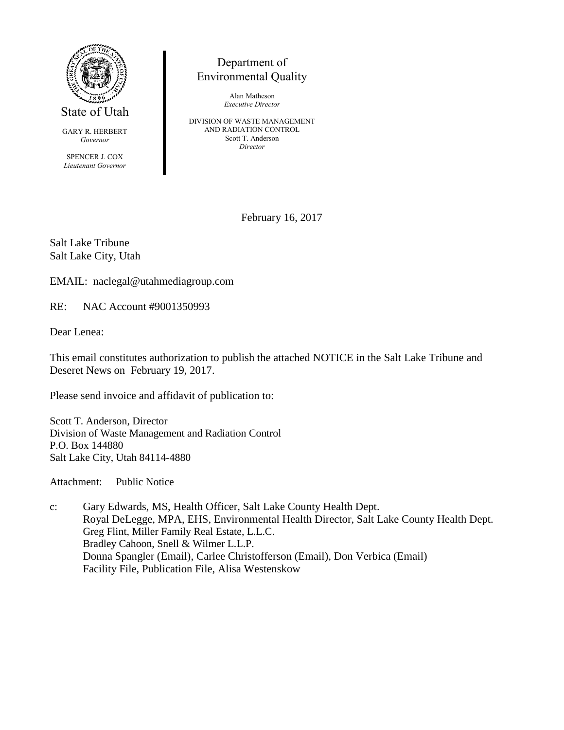State of Utah

GARY R. HERBERT
*Governor*

SPENCER J. COX
*Lieutenant Governor*

Department of
Environmental Quality

Alan Matheson
*Executive Director*

DIVISION OF WASTE MANAGEMENT
AND RADIATION CONTROL
Scott T. Anderson
*Director*

February 16, 2017

Salt Lake Tribune
Salt Lake City, Utah

EMAIL: naclegal@utahmediagroup.com

RE: NAC Account #9001350993

Dear Lenea:

This email constitutes authorization to publish the attached NOTICE in the Salt Lake Tribune and Deseret News on February 19, 2017.

Please send invoice and affidavit of publication to:

Scott T. Anderson, Director
Division of Waste Management and Radiation Control
P.O. Box 144880
Salt Lake City, Utah 84114-4880

Attachment: Public Notice

c: Gary Edwards, MS, Health Officer, Salt Lake County Health Dept.
Royal DeLegge, MPA, EHS, Environmental Health Director, Salt Lake County Health Dept.
Greg Flint, Miller Family Real Estate, L.L.C.
Bradley Cahoon, Snell & Wilmer L.L.P.
Donna Spangler (Email), Carlee Christofferson (Email), Don Verbica (Email)
Facility File, Publication File, Alisa Westenskow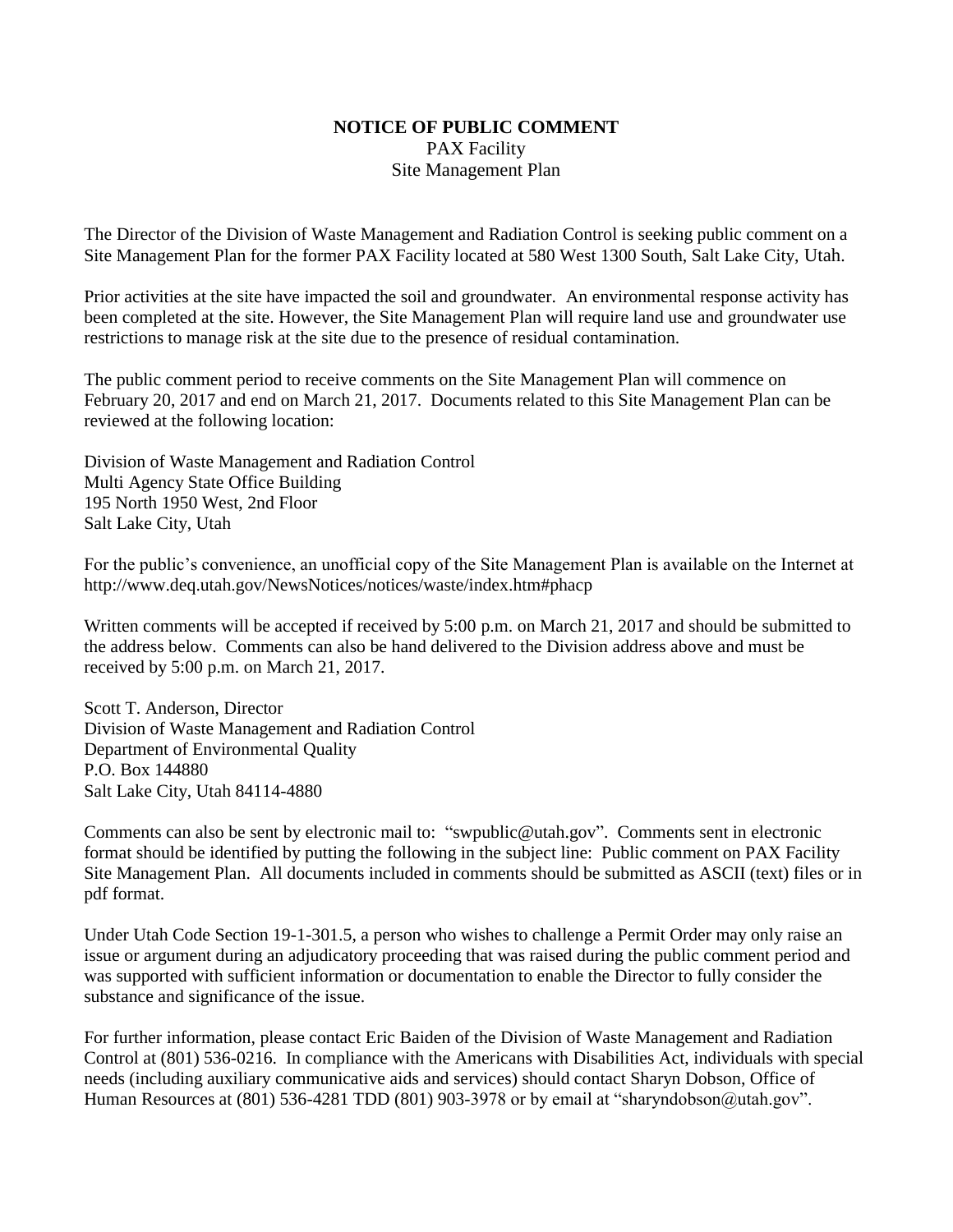# NOTICE OF PUBLIC COMMENT

PAX Facility
Site Management Plan

The Director of the Division of Waste Management and Radiation Control is seeking public comment on a Site Management Plan for the former PAX Facility located at 580 West 1300 South, Salt Lake City, Utah.

Prior activities at the site have impacted the soil and groundwater. An environmental response activity has been completed at the site. However, the Site Management Plan will require land use and groundwater use restrictions to manage risk at the site due to the presence of residual contamination.

The public comment period to receive comments on the Site Management Plan will commence on February 20, 2017 and end on March 21, 2017. Documents related to this Site Management Plan can be reviewed at the following location:

Division of Waste Management and Radiation Control
Multi Agency State Office Building
195 North 1950 West, 2nd Floor
Salt Lake City, Utah

For the public's convenience, an unofficial copy of the Site Management Plan is available on the Internet at http://www.deq.utah.gov/NewsNotices/notices/waste/index.htm#phacp

Written comments will be accepted if received by 5:00 p.m. on March 21, 2017 and should be submitted to the address below. Comments can also be hand delivered to the Division address above and must be received by 5:00 p.m. on March 21, 2017.

Scott T. Anderson, Director
Division of Waste Management and Radiation Control
Department of Environmental Quality
P.O. Box 144880
Salt Lake City, Utah 84114-4880

Comments can also be sent by electronic mail to: "swpublic@utah.gov". Comments sent in electronic format should be identified by putting the following in the subject line: Public comment on PAX Facility Site Management Plan. All documents included in comments should be submitted as ASCII (text) files or in pdf format.

Under Utah Code Section 19-1-301.5, a person who wishes to challenge a Permit Order may only raise an issue or argument during an adjudicatory proceeding that was raised during the public comment period and was supported with sufficient information or documentation to enable the Director to fully consider the substance and significance of the issue.

For further information, please contact Eric Baiden of the Division of Waste Management and Radiation Control at (801) 536-0216. In compliance with the Americans with Disabilities Act, individuals with special needs (including auxiliary communicative aids and services) should contact Sharyn Dobson, Office of Human Resources at (801) 536-4281 TDD (801) 903-3978 or by email at "sharyndobson@utah.gov".